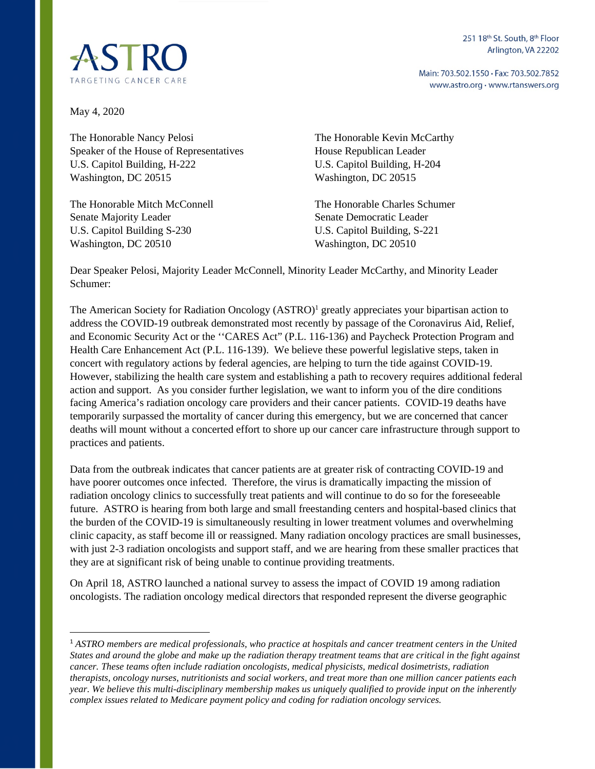**ASTRO**
TARGETING CANCER CARE

251 18th St. South, 8th Floor
Arlington, VA 22202

Main: 703.502.1550 · Fax: 703.502.7852
www.astro.org · www.rtanswers.org

May 4, 2020

The Honorable Nancy Pelosi
Speaker of the House of Representatives
U.S. Capitol Building, H-222
Washington, DC 20515

The Honorable Kevin McCarthy
House Republican Leader
U.S. Capitol Building, H-204
Washington, DC 20515

The Honorable Mitch McConnell
Senate Majority Leader
U.S. Capitol Building S-230
Washington, DC 20510

The Honorable Charles Schumer
Senate Democratic Leader
U.S. Capitol Building, S-221
Washington, DC 20510

Dear Speaker Pelosi, Majority Leader McConnell, Minority Leader McCarthy, and Minority Leader Schumer:

The American Society for Radiation Oncology (ASTRO)[1] greatly appreciates your bipartisan action to address the COVID-19 outbreak demonstrated most recently by passage of the Coronavirus Aid, Relief, and Economic Security Act or the ''CARES Act" (P.L. 116-136) and Paycheck Protection Program and Health Care Enhancement Act (P.L. 116-139). We believe these powerful legislative steps, taken in concert with regulatory actions by federal agencies, are helping to turn the tide against COVID-19. However, stabilizing the health care system and establishing a path to recovery requires additional federal action and support. As you consider further legislation, we want to inform you of the dire conditions facing America's radiation oncology care providers and their cancer patients. COVID-19 deaths have temporarily surpassed the mortality of cancer during this emergency, but we are concerned that cancer deaths will mount without a concerted effort to shore up our cancer care infrastructure through support to practices and patients.

Data from the outbreak indicates that cancer patients are at greater risk of contracting COVID-19 and have poorer outcomes once infected. Therefore, the virus is dramatically impacting the mission of radiation oncology clinics to successfully treat patients and will continue to do so for the foreseeable future. ASTRO is hearing from both large and small freestanding centers and hospital-based clinics that the burden of the COVID-19 is simultaneously resulting in lower treatment volumes and overwhelming clinic capacity, as staff become ill or reassigned. Many radiation oncology practices are small businesses, with just 2-3 radiation oncologists and support staff, and we are hearing from these smaller practices that they are at significant risk of being unable to continue providing treatments.

On April 18, ASTRO launched a national survey to assess the impact of COVID 19 among radiation oncologists. The radiation oncology medical directors that responded represent the diverse geographic

---

[1] *ASTRO members are medical professionals, who practice at hospitals and cancer treatment centers in the United States and around the globe and make up the radiation therapy treatment teams that are critical in the fight against cancer. These teams often include radiation oncologists, medical physicists, medical dosimetrists, radiation therapists, oncology nurses, nutritionists and social workers, and treat more than one million cancer patients each year. We believe this multi-disciplinary membership makes us uniquely qualified to provide input on the inherently complex issues related to Medicare payment policy and coding for radiation oncology services.*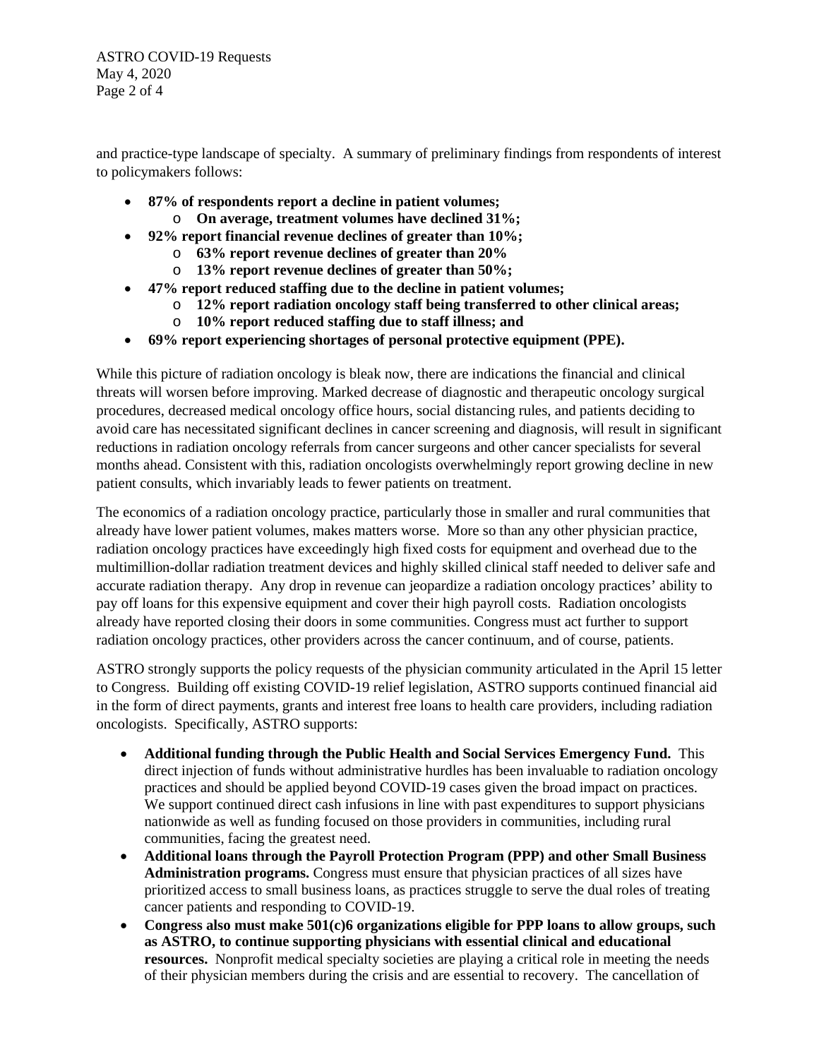and practice-type landscape of specialty. A summary of preliminary findings from respondents of interest to policymakers follows:

- **87% of respondents report a decline in patient volumes;**
  - **On average, treatment volumes have declined 31%;**
- **92% report financial revenue declines of greater than 10%;**
  - **63% report revenue declines of greater than 20%**
  - **13% report revenue declines of greater than 50%;**
- **47% report reduced staffing due to the decline in patient volumes;**
  - **12% report radiation oncology staff being transferred to other clinical areas;**
  - **10% report reduced staffing due to staff illness; and**
- **69% report experiencing shortages of personal protective equipment (PPE).**

While this picture of radiation oncology is bleak now, there are indications the financial and clinical threats will worsen before improving. Marked decrease of diagnostic and therapeutic oncology surgical procedures, decreased medical oncology office hours, social distancing rules, and patients deciding to avoid care has necessitated significant declines in cancer screening and diagnosis, will result in significant reductions in radiation oncology referrals from cancer surgeons and other cancer specialists for several months ahead. Consistent with this, radiation oncologists overwhelmingly report growing decline in new patient consults, which invariably leads to fewer patients on treatment.

The economics of a radiation oncology practice, particularly those in smaller and rural communities that already have lower patient volumes, makes matters worse. More so than any other physician practice, radiation oncology practices have exceedingly high fixed costs for equipment and overhead due to the multimillion-dollar radiation treatment devices and highly skilled clinical staff needed to deliver safe and accurate radiation therapy. Any drop in revenue can jeopardize a radiation oncology practices' ability to pay off loans for this expensive equipment and cover their high payroll costs. Radiation oncologists already have reported closing their doors in some communities. Congress must act further to support radiation oncology practices, other providers across the cancer continuum, and of course, patients.

ASTRO strongly supports the policy requests of the physician community articulated in the April 15 letter to Congress. Building off existing COVID-19 relief legislation, ASTRO supports continued financial aid in the form of direct payments, grants and interest free loans to health care providers, including radiation oncologists. Specifically, ASTRO supports:

- **Additional funding through the Public Health and Social Services Emergency Fund.** This direct injection of funds without administrative hurdles has been invaluable to radiation oncology practices and should be applied beyond COVID-19 cases given the broad impact on practices. We support continued direct cash infusions in line with past expenditures to support physicians nationwide as well as funding focused on those providers in communities, including rural communities, facing the greatest need.
- **Additional loans through the Payroll Protection Program (PPP) and other Small Business Administration programs.** Congress must ensure that physician practices of all sizes have prioritized access to small business loans, as practices struggle to serve the dual roles of treating cancer patients and responding to COVID-19.
- **Congress also must make 501(c)6 organizations eligible for PPP loans to allow groups, such as ASTRO, to continue supporting physicians with essential clinical and educational resources.** Nonprofit medical specialty societies are playing a critical role in meeting the needs of their physician members during the crisis and are essential to recovery. The cancellation of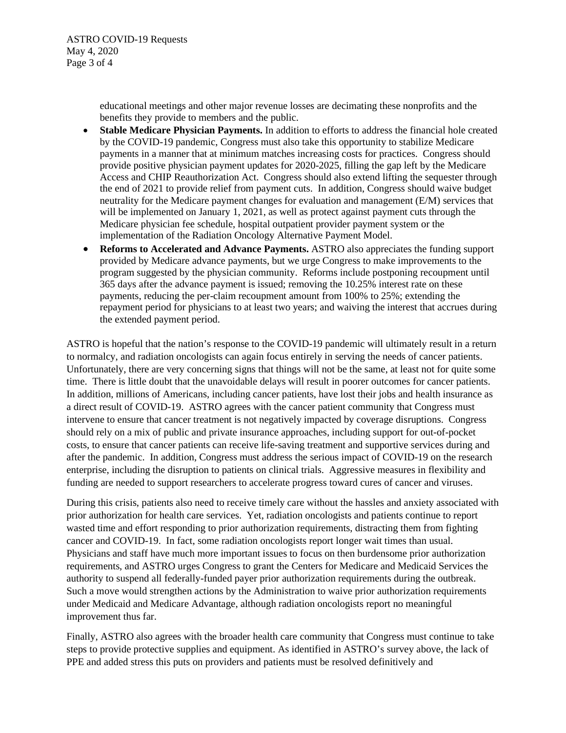educational meetings and other major revenue losses are decimating these nonprofits and the benefits they provide to members and the public.

- **Stable Medicare Physician Payments.** In addition to efforts to address the financial hole created by the COVID-19 pandemic, Congress must also take this opportunity to stabilize Medicare payments in a manner that at minimum matches increasing costs for practices. Congress should provide positive physician payment updates for 2020-2025, filling the gap left by the Medicare Access and CHIP Reauthorization Act. Congress should also extend lifting the sequester through the end of 2021 to provide relief from payment cuts. In addition, Congress should waive budget neutrality for the Medicare payment changes for evaluation and management (E/M) services that will be implemented on January 1, 2021, as well as protect against payment cuts through the Medicare physician fee schedule, hospital outpatient provider payment system or the implementation of the Radiation Oncology Alternative Payment Model.
- **Reforms to Accelerated and Advance Payments.** ASTRO also appreciates the funding support provided by Medicare advance payments, but we urge Congress to make improvements to the program suggested by the physician community. Reforms include postponing recoupment until 365 days after the advance payment is issued; removing the 10.25% interest rate on these payments, reducing the per-claim recoupment amount from 100% to 25%; extending the repayment period for physicians to at least two years; and waiving the interest that accrues during the extended payment period.

ASTRO is hopeful that the nation's response to the COVID-19 pandemic will ultimately result in a return to normalcy, and radiation oncologists can again focus entirely in serving the needs of cancer patients. Unfortunately, there are very concerning signs that things will not be the same, at least not for quite some time. There is little doubt that the unavoidable delays will result in poorer outcomes for cancer patients. In addition, millions of Americans, including cancer patients, have lost their jobs and health insurance as a direct result of COVID-19. ASTRO agrees with the cancer patient community that Congress must intervene to ensure that cancer treatment is not negatively impacted by coverage disruptions. Congress should rely on a mix of public and private insurance approaches, including support for out-of-pocket costs, to ensure that cancer patients can receive life-saving treatment and supportive services during and after the pandemic. In addition, Congress must address the serious impact of COVID-19 on the research enterprise, including the disruption to patients on clinical trials. Aggressive measures in flexibility and funding are needed to support researchers to accelerate progress toward cures of cancer and viruses.

During this crisis, patients also need to receive timely care without the hassles and anxiety associated with prior authorization for health care services. Yet, radiation oncologists and patients continue to report wasted time and effort responding to prior authorization requirements, distracting them from fighting cancer and COVID-19. In fact, some radiation oncologists report longer wait times than usual. Physicians and staff have much more important issues to focus on then burdensome prior authorization requirements, and ASTRO urges Congress to grant the Centers for Medicare and Medicaid Services the authority to suspend all federally-funded payer prior authorization requirements during the outbreak. Such a move would strengthen actions by the Administration to waive prior authorization requirements under Medicaid and Medicare Advantage, although radiation oncologists report no meaningful improvement thus far.

Finally, ASTRO also agrees with the broader health care community that Congress must continue to take steps to provide protective supplies and equipment. As identified in ASTRO's survey above, the lack of PPE and added stress this puts on providers and patients must be resolved definitively and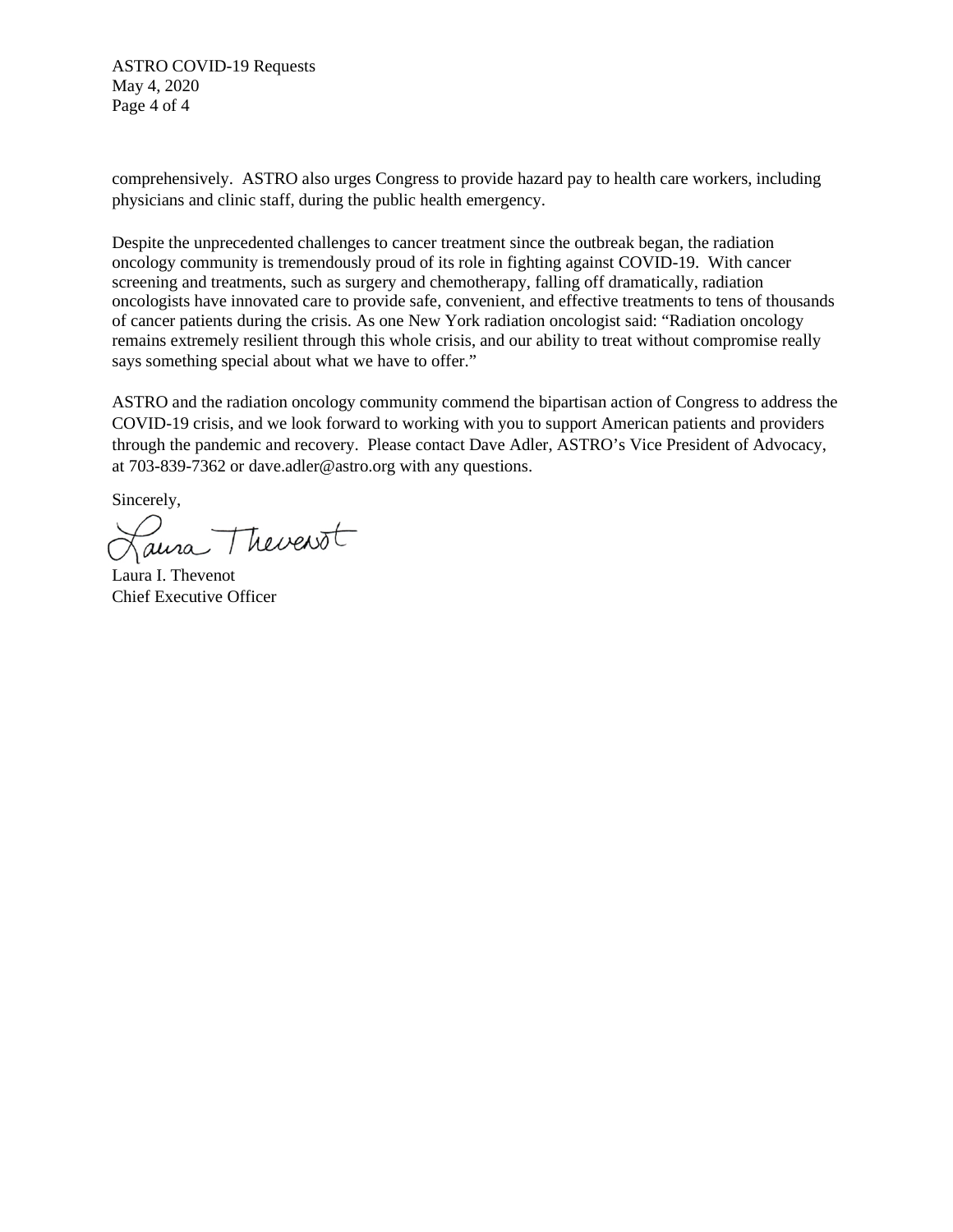comprehensively. ASTRO also urges Congress to provide hazard pay to health care workers, including physicians and clinic staff, during the public health emergency.

Despite the unprecedented challenges to cancer treatment since the outbreak began, the radiation oncology community is tremendously proud of its role in fighting against COVID-19. With cancer screening and treatments, such as surgery and chemotherapy, falling off dramatically, radiation oncologists have innovated care to provide safe, convenient, and effective treatments to tens of thousands of cancer patients during the crisis. As one New York radiation oncologist said: "Radiation oncology remains extremely resilient through this whole crisis, and our ability to treat without compromise really says something special about what we have to offer."

ASTRO and the radiation oncology community commend the bipartisan action of Congress to address the COVID-19 crisis, and we look forward to working with you to support American patients and providers through the pandemic and recovery. Please contact Dave Adler, ASTRO's Vice President of Advocacy, at 703-839-7362 or dave.adler@astro.org with any questions.

Sincerely,

Laura Thevenot

Laura I. Thevenot
Chief Executive Officer